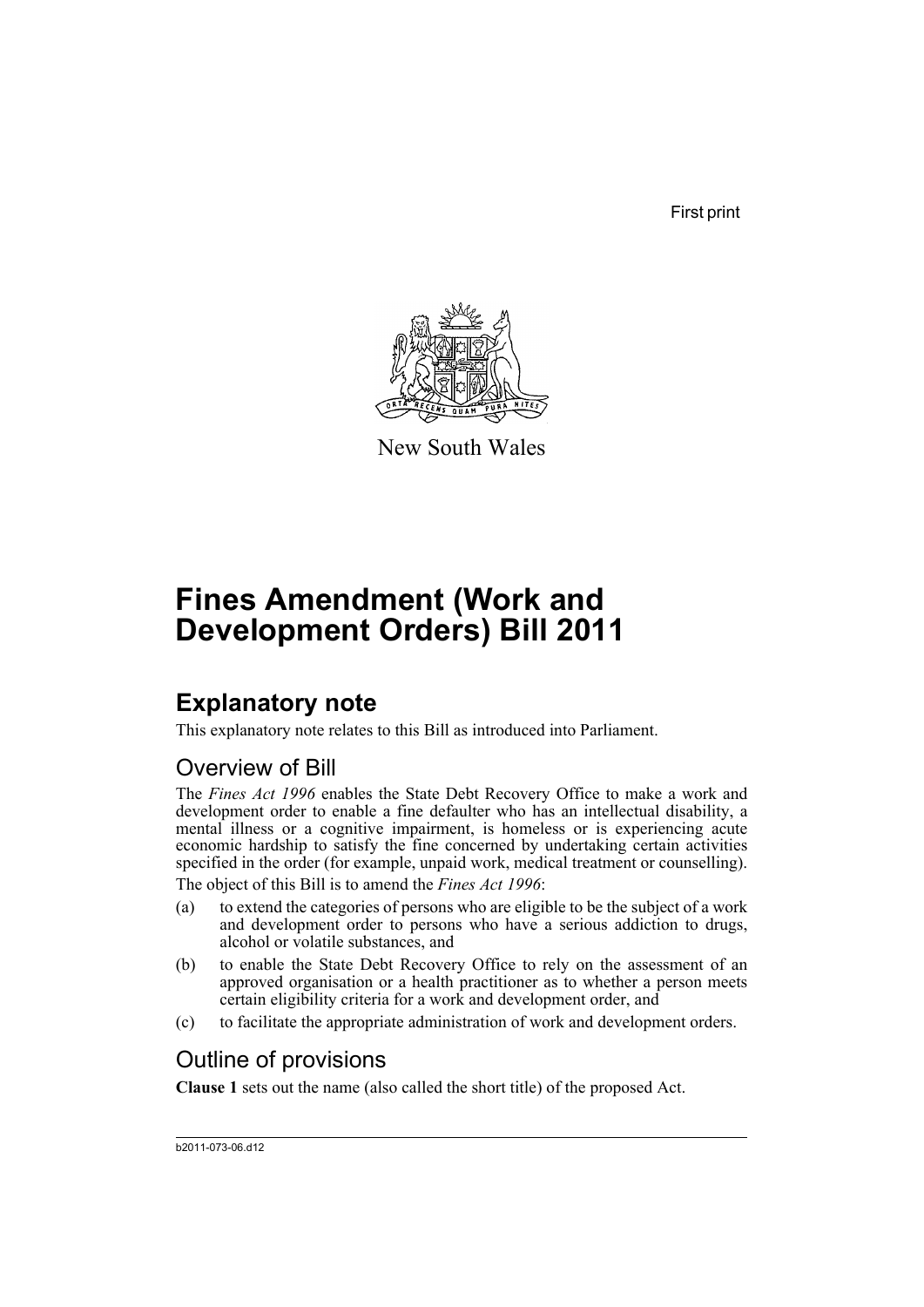First print

New South Wales

# Fines Amendment (Work and Development Orders) Bill 2011

## Explanatory note

This explanatory note relates to this Bill as introduced into Parliament.

### Overview of Bill

The *Fines Act 1996* enables the State Debt Recovery Office to make a work and development order to enable a fine defaulter who has an intellectual disability, a mental illness or a cognitive impairment, is homeless or is experiencing acute economic hardship to satisfy the fine concerned by undertaking certain activities specified in the order (for example, unpaid work, medical treatment or counselling).

The object of this Bill is to amend the *Fines Act 1996*:

(a) to extend the categories of persons who are eligible to be the subject of a work and development order to persons who have a serious addiction to drugs, alcohol or volatile substances, and

(b) to enable the State Debt Recovery Office to rely on the assessment of an approved organisation or a health practitioner as to whether a person meets certain eligibility criteria for a work and development order, and

(c) to facilitate the appropriate administration of work and development orders.

### Outline of provisions

**Clause 1** sets out the name (also called the short title) of the proposed Act.

b2011-073-06.d12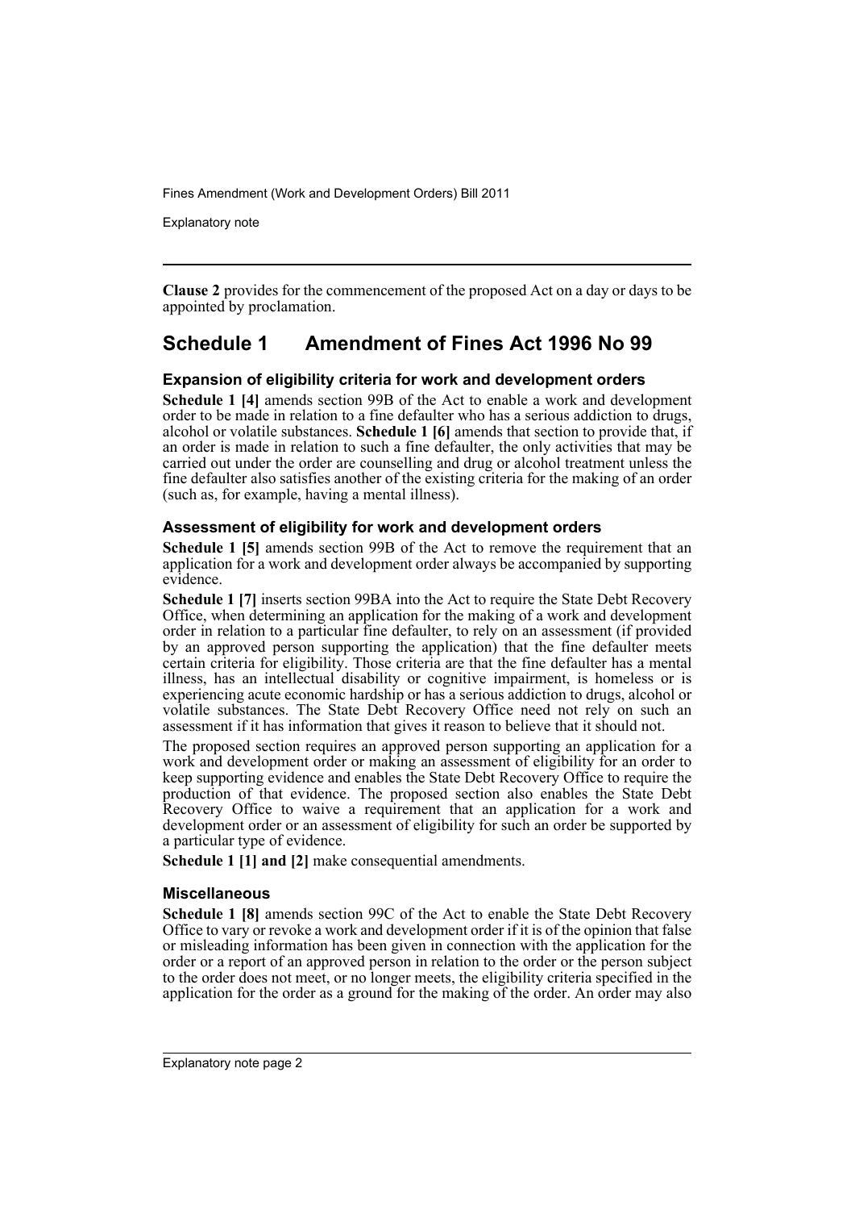**Clause 2** provides for the commencement of the proposed Act on a day or days to be appointed by proclamation.

## Schedule 1 Amendment of Fines Act 1996 No 99

### Expansion of eligibility criteria for work and development orders

**Schedule 1 [4]** amends section 99B of the Act to enable a work and development order to be made in relation to a fine defaulter who has a serious addiction to drugs, alcohol or volatile substances. **Schedule 1 [6]** amends that section to provide that, if an order is made in relation to such a fine defaulter, the only activities that may be carried out under the order are counselling and drug or alcohol treatment unless the fine defaulter also satisfies another of the existing criteria for the making of an order (such as, for example, having a mental illness).

### Assessment of eligibility for work and development orders

**Schedule 1 [5]** amends section 99B of the Act to remove the requirement that an application for a work and development order always be accompanied by supporting evidence.

**Schedule 1 [7]** inserts section 99BA into the Act to require the State Debt Recovery Office, when determining an application for the making of a work and development order in relation to a particular fine defaulter, to rely on an assessment (if provided by an approved person supporting the application) that the fine defaulter meets certain criteria for eligibility. Those criteria are that the fine defaulter has a mental illness, has an intellectual disability or cognitive impairment, is homeless or is experiencing acute economic hardship or has a serious addiction to drugs, alcohol or volatile substances. The State Debt Recovery Office need not rely on such an assessment if it has information that gives it reason to believe that it should not.

The proposed section requires an approved person supporting an application for a work and development order or making an assessment of eligibility for an order to keep supporting evidence and enables the State Debt Recovery Office to require the production of that evidence. The proposed section also enables the State Debt Recovery Office to waive a requirement that an application for a work and development order or an assessment of eligibility for such an order be supported by a particular type of evidence.

**Schedule 1 [1] and [2]** make consequential amendments.

### Miscellaneous

**Schedule 1 [8]** amends section 99C of the Act to enable the State Debt Recovery Office to vary or revoke a work and development order if it is of the opinion that false or misleading information has been given in connection with the application for the order or a report of an approved person in relation to the order or the person subject to the order does not meet, or no longer meets, the eligibility criteria specified in the application for the order as a ground for the making of the order. An order may also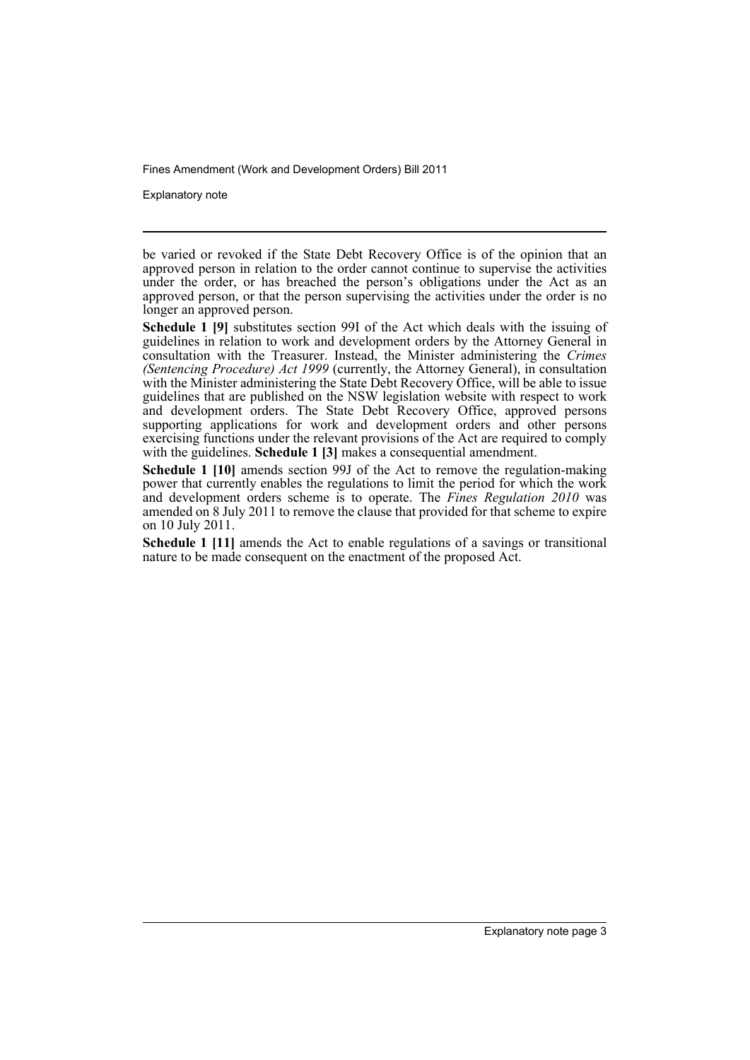be varied or revoked if the State Debt Recovery Office is of the opinion that an approved person in relation to the order cannot continue to supervise the activities under the order, or has breached the person's obligations under the Act as an approved person, or that the person supervising the activities under the order is no longer an approved person.

**Schedule 1 [9]** substitutes section 99I of the Act which deals with the issuing of guidelines in relation to work and development orders by the Attorney General in consultation with the Treasurer. Instead, the Minister administering the *Crimes (Sentencing Procedure) Act 1999* (currently, the Attorney General), in consultation with the Minister administering the State Debt Recovery Office, will be able to issue guidelines that are published on the NSW legislation website with respect to work and development orders. The State Debt Recovery Office, approved persons supporting applications for work and development orders and other persons exercising functions under the relevant provisions of the Act are required to comply with the guidelines. **Schedule 1 [3]** makes a consequential amendment.

**Schedule 1 [10]** amends section 99J of the Act to remove the regulation-making power that currently enables the regulations to limit the period for which the work and development orders scheme is to operate. The *Fines Regulation 2010* was amended on 8 July 2011 to remove the clause that provided for that scheme to expire on 10 July 2011.

**Schedule 1 [11]** amends the Act to enable regulations of a savings or transitional nature to be made consequent on the enactment of the proposed Act.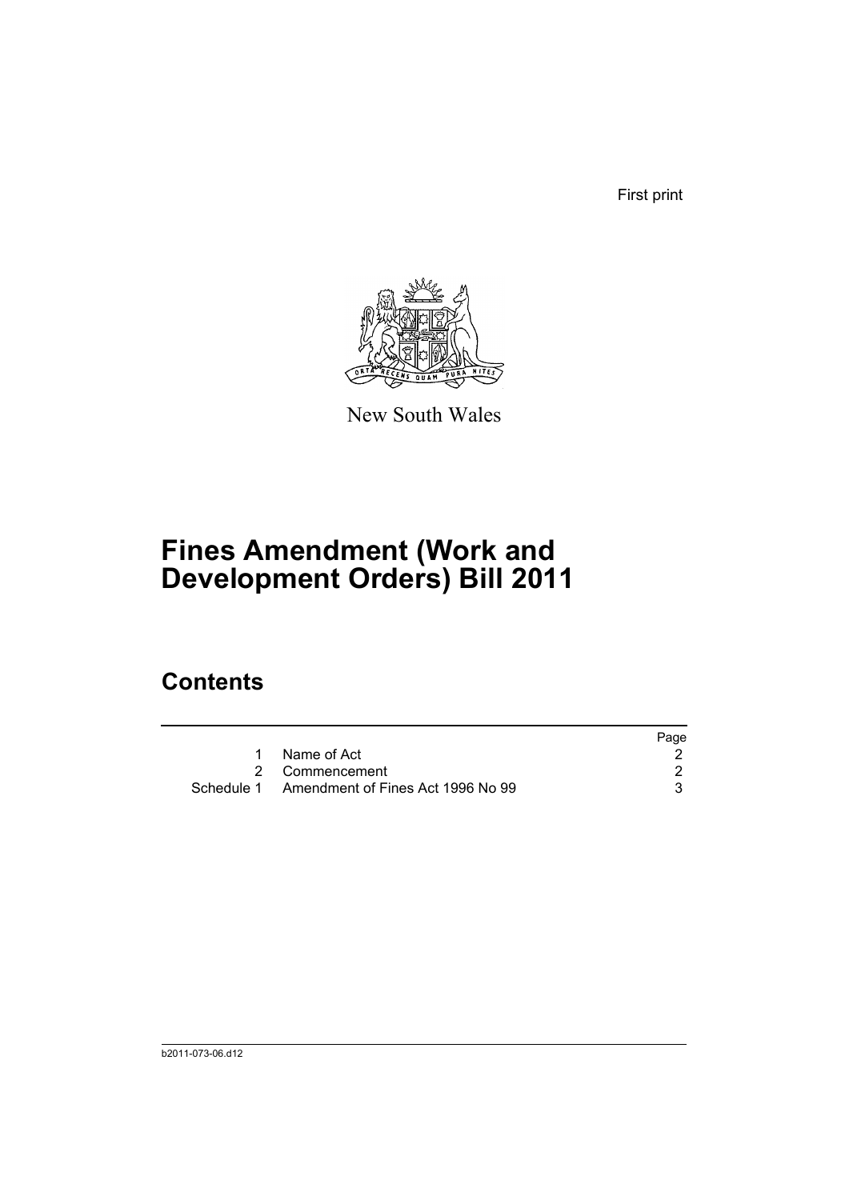First print

New South Wales

# Fines Amendment (Work and Development Orders) Bill 2011

## Contents

| | | Page |
|---|---|---|
| 1 | Name of Act | 2 |
| 2 | Commencement | 2 |
| Schedule 1 | Amendment of Fines Act 1996 No 99 | 3 |

b2011-073-06.d12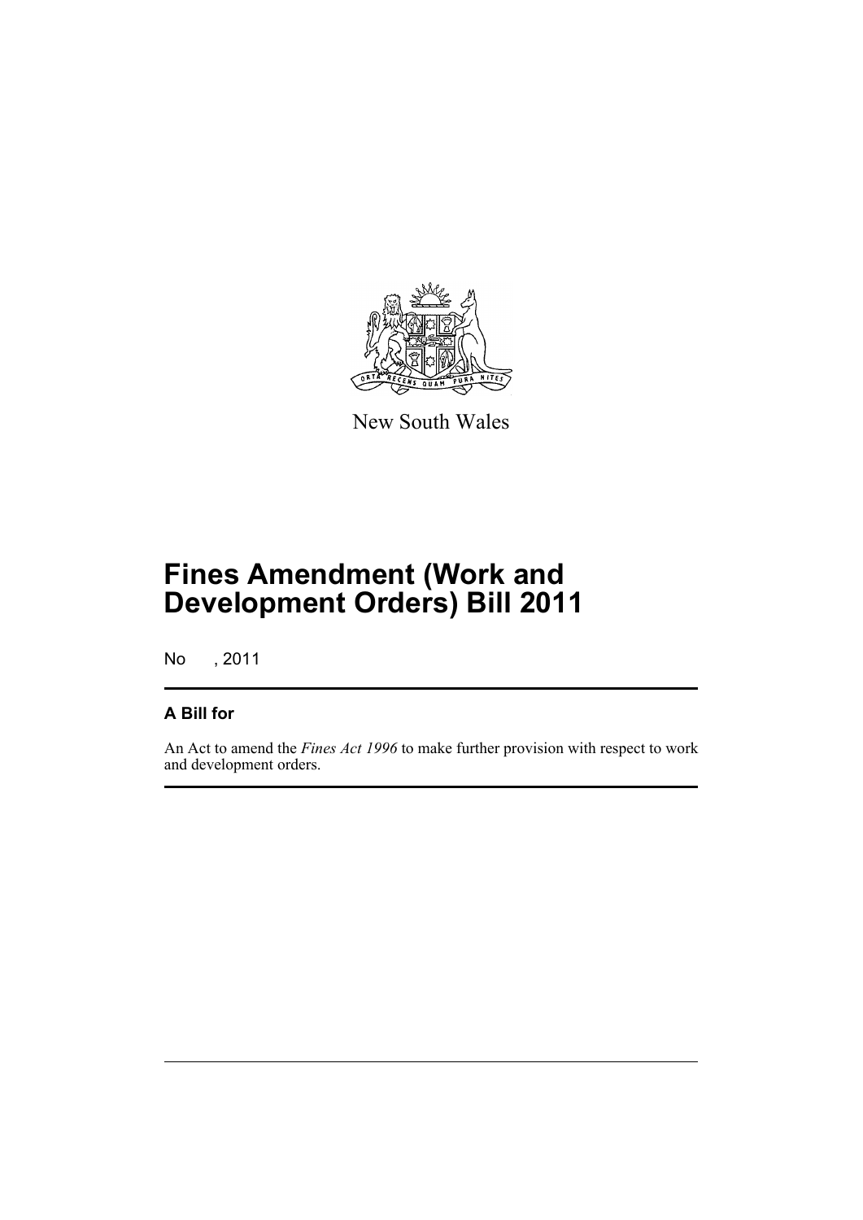New South Wales

# Fines Amendment (Work and Development Orders) Bill 2011

No , 2011

## A Bill for

An Act to amend the *Fines Act 1996* to make further provision with respect to work and development orders.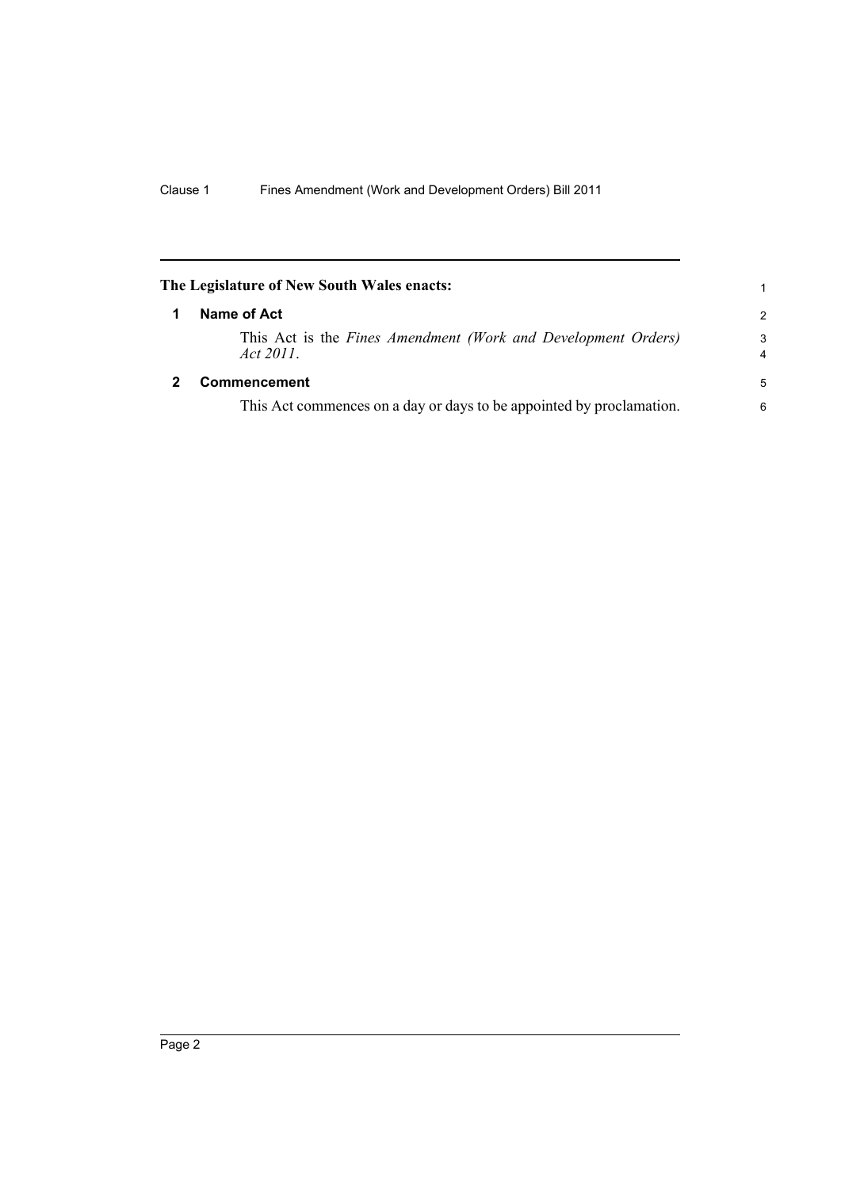**The Legislature of New South Wales enacts:**

## 1 Name of Act

This Act is the *Fines Amendment (Work and Development Orders) Act 2011*.

## 2 Commencement

This Act commences on a day or days to be appointed by proclamation.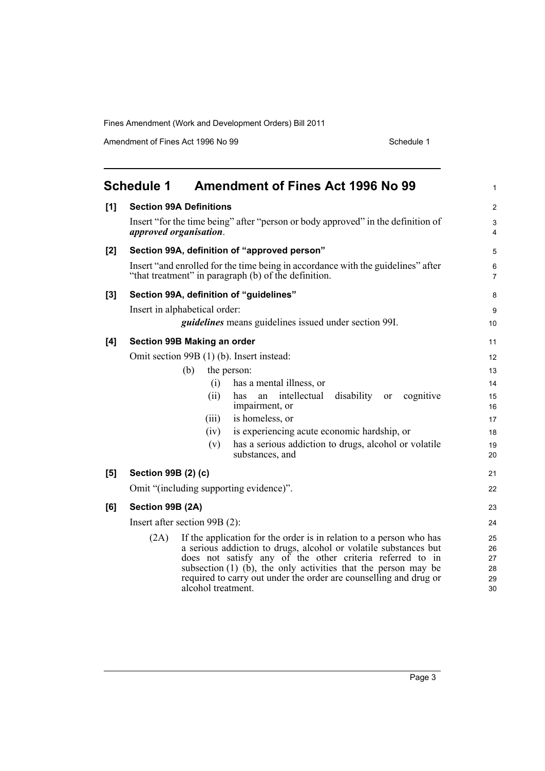## Schedule 1 Amendment of Fines Act 1996 No 99

**[1] Section 99A Definitions**

Insert "for the time being" after "person or body approved" in the definition of ***approved organisation***.

**[2] Section 99A, definition of "approved person"**

Insert "and enrolled for the time being in accordance with the guidelines" after "that treatment" in paragraph (b) of the definition.

**[3] Section 99A, definition of "guidelines"**

Insert in alphabetical order:

***guidelines*** means guidelines issued under section 99I.

**[4] Section 99B Making an order**

Omit section 99B (1) (b). Insert instead:

(b) the person:

(i) has a mental illness, or

(ii) has an intellectual disability or cognitive impairment, or

(iii) is homeless, or

(iv) is experiencing acute economic hardship, or

(v) has a serious addiction to drugs, alcohol or volatile substances, and

**[5] Section 99B (2) (c)**

Omit "(including supporting evidence)".

**[6] Section 99B (2A)**

Insert after section 99B (2):

(2A) If the application for the order is in relation to a person who has a serious addiction to drugs, alcohol or volatile substances but does not satisfy any of the other criteria referred to in subsection (1) (b), the only activities that the person may be required to carry out under the order are counselling and drug or alcohol treatment.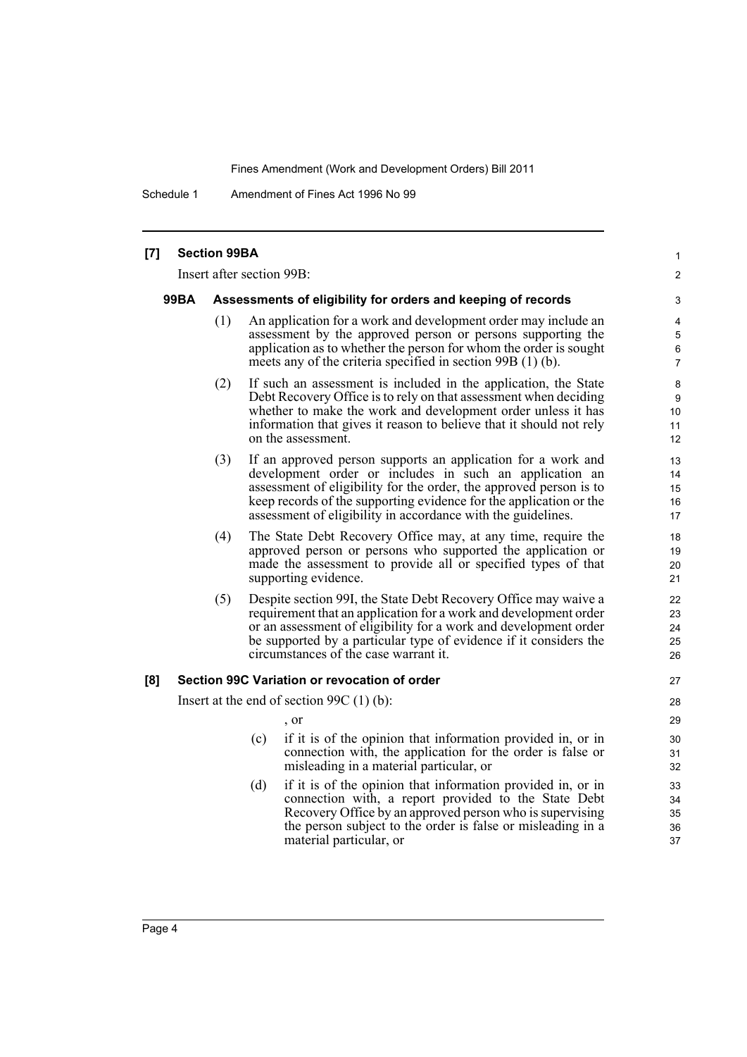**[7] Section 99BA**

Insert after section 99B:

**99BA Assessments of eligibility for orders and keeping of records**

(1) An application for a work and development order may include an assessment by the approved person or persons supporting the application as to whether the person for whom the order is sought meets any of the criteria specified in section 99B (1) (b).

(2) If such an assessment is included in the application, the State Debt Recovery Office is to rely on that assessment when deciding whether to make the work and development order unless it has information that gives it reason to believe that it should not rely on the assessment.

(3) If an approved person supports an application for a work and development order or includes in such an application an assessment of eligibility for the order, the approved person is to keep records of the supporting evidence for the application or the assessment of eligibility in accordance with the guidelines.

(4) The State Debt Recovery Office may, at any time, require the approved person or persons who supported the application or made the assessment to provide all or specified types of that supporting evidence.

(5) Despite section 99I, the State Debt Recovery Office may waive a requirement that an application for a work and development order or an assessment of eligibility for a work and development order be supported by a particular type of evidence if it considers the circumstances of the case warrant it.

**[8] Section 99C Variation or revocation of order**

Insert at the end of section 99C (1) (b):

, or

(c) if it is of the opinion that information provided in, or in connection with, the application for the order is false or misleading in a material particular, or

(d) if it is of the opinion that information provided in, or in connection with, a report provided to the State Debt Recovery Office by an approved person who is supervising the person subject to the order is false or misleading in a material particular, or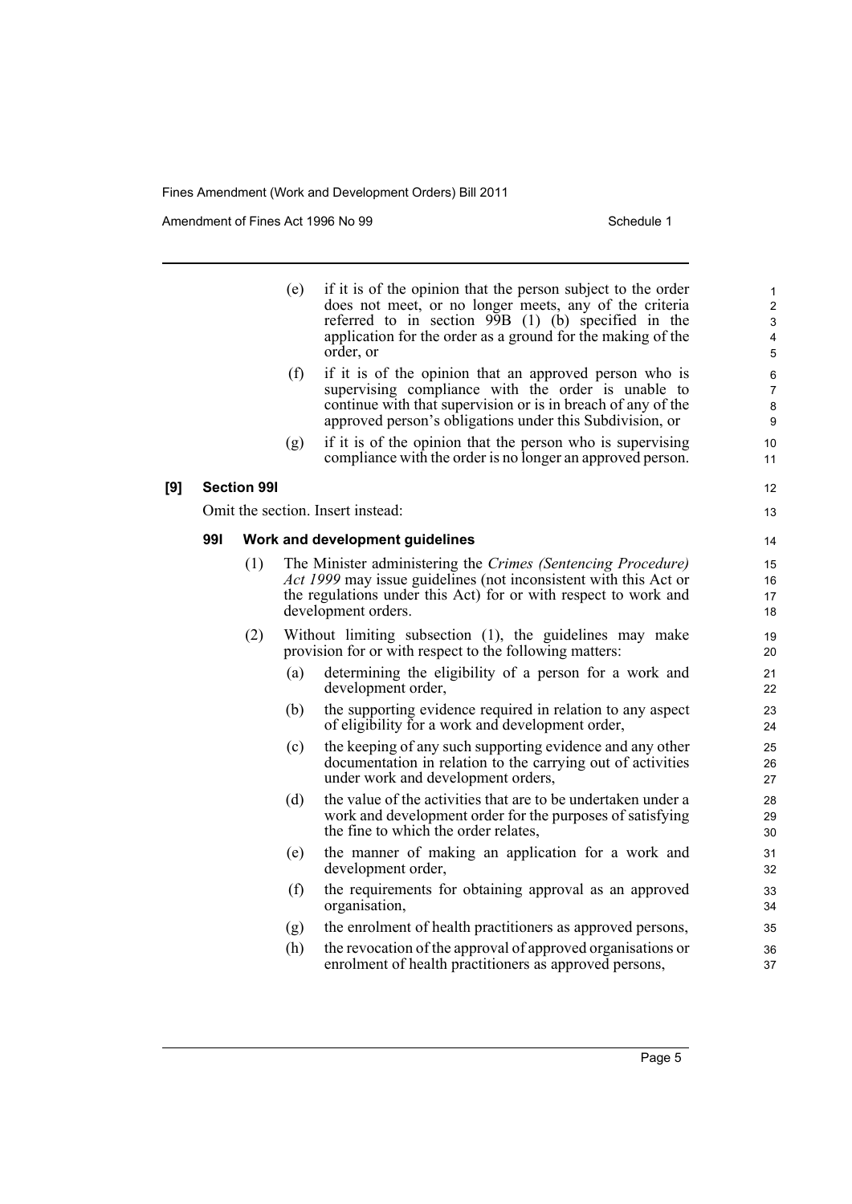(e) if it is of the opinion that the person subject to the order does not meet, or no longer meets, any of the criteria referred to in section 99B (1) (b) specified in the application for the order as a ground for the making of the order, or

(f) if it is of the opinion that an approved person who is supervising compliance with the order is unable to continue with that supervision or is in breach of any of the approved person's obligations under this Subdivision, or

(g) if it is of the opinion that the person who is supervising compliance with the order is no longer an approved person.

**[9] Section 99I**

Omit the section. Insert instead:

**99I Work and development guidelines**

(1) The Minister administering the *Crimes (Sentencing Procedure) Act 1999* may issue guidelines (not inconsistent with this Act or the regulations under this Act) for or with respect to work and development orders.

(2) Without limiting subsection (1), the guidelines may make provision for or with respect to the following matters:

(a) determining the eligibility of a person for a work and development order,

(b) the supporting evidence required in relation to any aspect of eligibility for a work and development order,

(c) the keeping of any such supporting evidence and any other documentation in relation to the carrying out of activities under work and development orders,

(d) the value of the activities that are to be undertaken under a work and development order for the purposes of satisfying the fine to which the order relates,

(e) the manner of making an application for a work and development order,

(f) the requirements for obtaining approval as an approved organisation,

(g) the enrolment of health practitioners as approved persons,

(h) the revocation of the approval of approved organisations or enrolment of health practitioners as approved persons,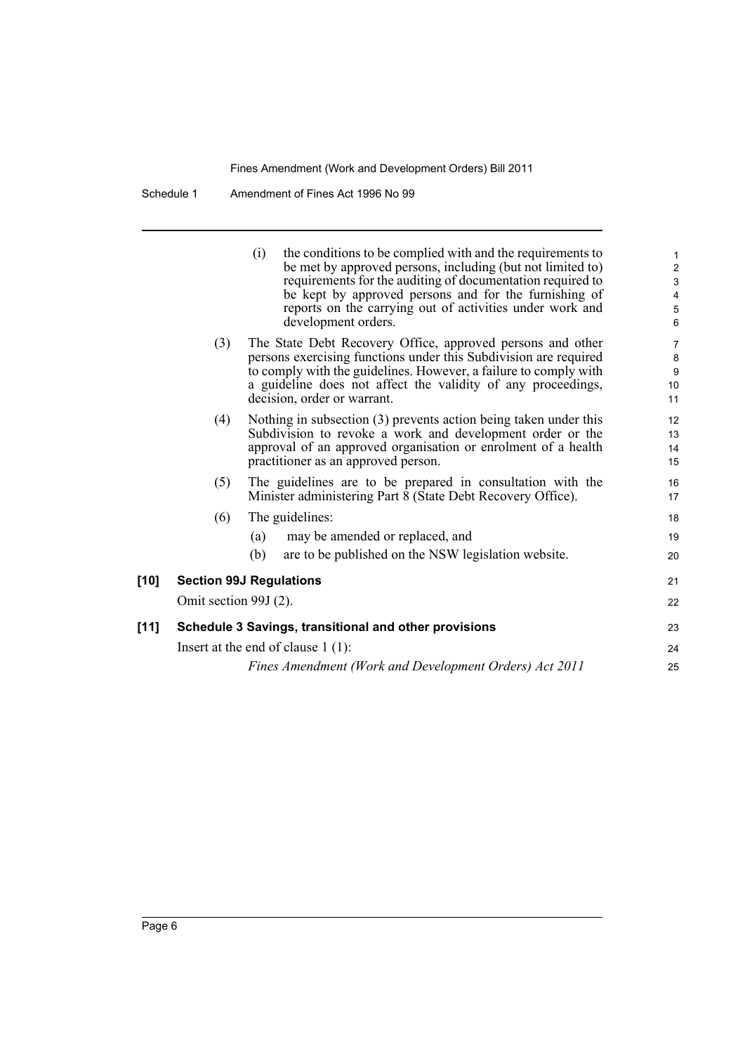(i) the conditions to be complied with and the requirements to be met by approved persons, including (but not limited to) requirements for the auditing of documentation required to be kept by approved persons and for the furnishing of reports on the carrying out of activities under work and development orders.

(3) The State Debt Recovery Office, approved persons and other persons exercising functions under this Subdivision are required to comply with the guidelines. However, a failure to comply with a guideline does not affect the validity of any proceedings, decision, order or warrant.

(4) Nothing in subsection (3) prevents action being taken under this Subdivision to revoke a work and development order or the approval of an approved organisation or enrolment of a health practitioner as an approved person.

(5) The guidelines are to be prepared in consultation with the Minister administering Part 8 (State Debt Recovery Office).

(6) The guidelines:

(a) may be amended or replaced, and

(b) are to be published on the NSW legislation website.

**[10] Section 99J Regulations**

Omit section 99J (2).

**[11] Schedule 3 Savings, transitional and other provisions**

Insert at the end of clause 1 (1):

*Fines Amendment (Work and Development Orders) Act 2011*